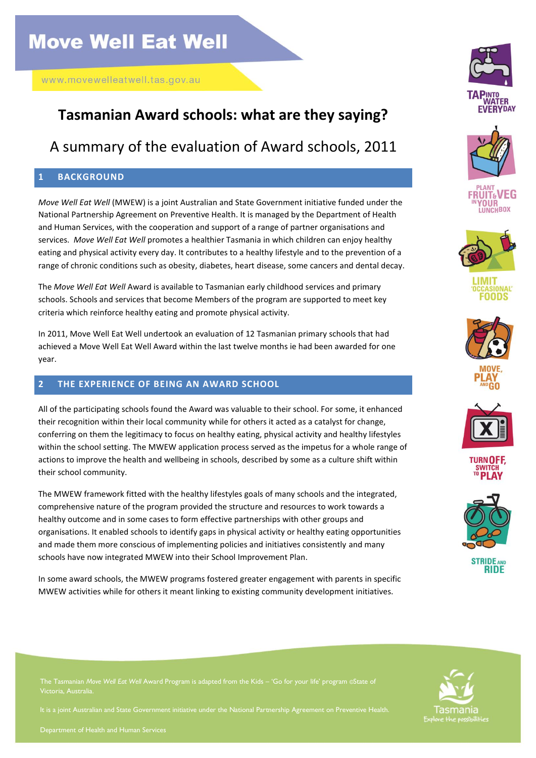# Move Well Eat Well

www.movewelleatwell.tas.gov.au

## Tasmanian Award schools: what are they saying?

A summary of the evaluation of Award schools, 2011

## 1 BACKGROUND

*Move Well Eat Well* (MWEW) is a joint Australian and State Government initiative funded under the National Partnership Agreement on Preventive Health. It is managed by the Department of Health and Human Services, with the cooperation and support of a range of partner organisations and services. *Move Well Eat Well* promotes a healthier Tasmania in which children can enjoy healthy eating and physical activity every day. It contributes to a healthy lifestyle and to the prevention of a range of chronic conditions such as obesity, diabetes, heart disease, some cancers and dental decay.

The *Move Well Eat Well* Award is available to Tasmanian early childhood services and primary schools. Schools and services that become Members of the program are supported to meet key criteria which reinforce healthy eating and promote physical activity.

In 2011, Move Well Eat Well undertook an evaluation of 12 Tasmanian primary schools that had achieved a Move Well Eat Well Award within the last twelve months ie had been awarded for one year.

## 2 THE EXPERIENCE OF BEING AN AWARD SCHOOL

All of the participating schools found the Award was valuable to their school. For some, it enhanced their recognition within their local community while for others it acted as a catalyst for change, conferring on them the legitimacy to focus on healthy eating, physical activity and healthy lifestyles within the school setting. The MWEW application process served as the impetus for a whole range of actions to improve the health and wellbeing in schools, described by some as a culture shift within their school community.

The MWEW framework fitted with the healthy lifestyles goals of many schools and the integrated, comprehensive nature of the program provided the structure and resources to work towards a healthy outcome and in some cases to form effective partnerships with other groups and organisations. It enabled schools to identify gaps in physical activity or healthy eating opportunities and made them more conscious of implementing policies and initiatives consistently and many schools have now integrated MWEW into their School Improvement Plan.

In some award schools, the MWEW programs fostered greater engagement with parents in specific MWEW activities while for others it meant linking to existing community development initiatives.

TAP INTO WATER EVERYDAY

PLANT FRUIT & VEG IN YOUR LUNCHBOX

LIMIT 'OCCASIONAL' FOODS

MOVE, PLAY AND GO

TURN OFF, SWITCH TO PLAY

STRIDE AND RIDE

The Tasmanian *Move Well Eat Well* Award Program is adapted from the Kids – 'Go for your life' program ©State of Victoria, Australia.

It is a joint Australian and State Government initiative under the National Partnership Agreement on Preventive Health.

Department of Health and Human Services

Tasmania
Explore the possibilities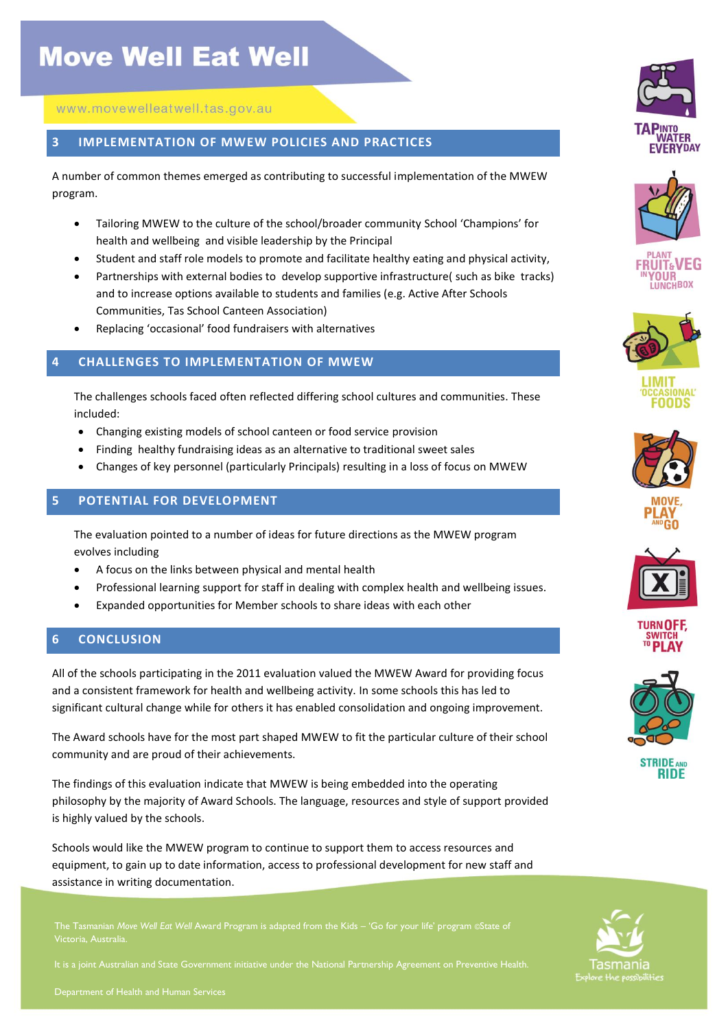# Move Well Eat Well

www.movewelleatwell.tas.gov.au

## 3 IMPLEMENTATION OF MWEW POLICIES AND PRACTICES

A number of common themes emerged as contributing to successful implementation of the MWEW program.

- Tailoring MWEW to the culture of the school/broader community School 'Champions' for health and wellbeing and visible leadership by the Principal
- Student and staff role models to promote and facilitate healthy eating and physical activity,
- Partnerships with external bodies to develop supportive infrastructure( such as bike tracks) and to increase options available to students and families (e.g. Active After Schools Communities, Tas School Canteen Association)
- Replacing 'occasional' food fundraisers with alternatives

## 4 CHALLENGES TO IMPLEMENTATION OF MWEW

The challenges schools faced often reflected differing school cultures and communities. These included:

- Changing existing models of school canteen or food service provision
- Finding healthy fundraising ideas as an alternative to traditional sweet sales
- Changes of key personnel (particularly Principals) resulting in a loss of focus on MWEW

## 5 POTENTIAL FOR DEVELOPMENT

The evaluation pointed to a number of ideas for future directions as the MWEW program evolves including

- A focus on the links between physical and mental health
- Professional learning support for staff in dealing with complex health and wellbeing issues.
- Expanded opportunities for Member schools to share ideas with each other

## 6 CONCLUSION

All of the schools participating in the 2011 evaluation valued the MWEW Award for providing focus and a consistent framework for health and wellbeing activity. In some schools this has led to significant cultural change while for others it has enabled consolidation and ongoing improvement.

The Award schools have for the most part shaped MWEW to fit the particular culture of their school community and are proud of their achievements.

The findings of this evaluation indicate that MWEW is being embedded into the operating philosophy by the majority of Award Schools. The language, resources and style of support provided is highly valued by the schools.

Schools would like the MWEW program to continue to support them to access resources and equipment, to gain up to date information, access to professional development for new staff and assistance in writing documentation.

TAP INTO WATER EVERYDAY

PLANT FRUIT & VEG IN YOUR LUNCHBOX

LIMIT 'OCCASIONAL' FOODS

MOVE, PLAY AND GO

TURN OFF, SWITCH TO PLAY

STRIDE AND RIDE

The Tasmanian *Move Well Eat Well* Award Program is adapted from the Kids – 'Go for your life' program ©State of Victoria, Australia.

It is a joint Australian and State Government initiative under the National Partnership Agreement on Preventive Health.

Department of Health and Human Services

Tasmania
Explore the possibilities